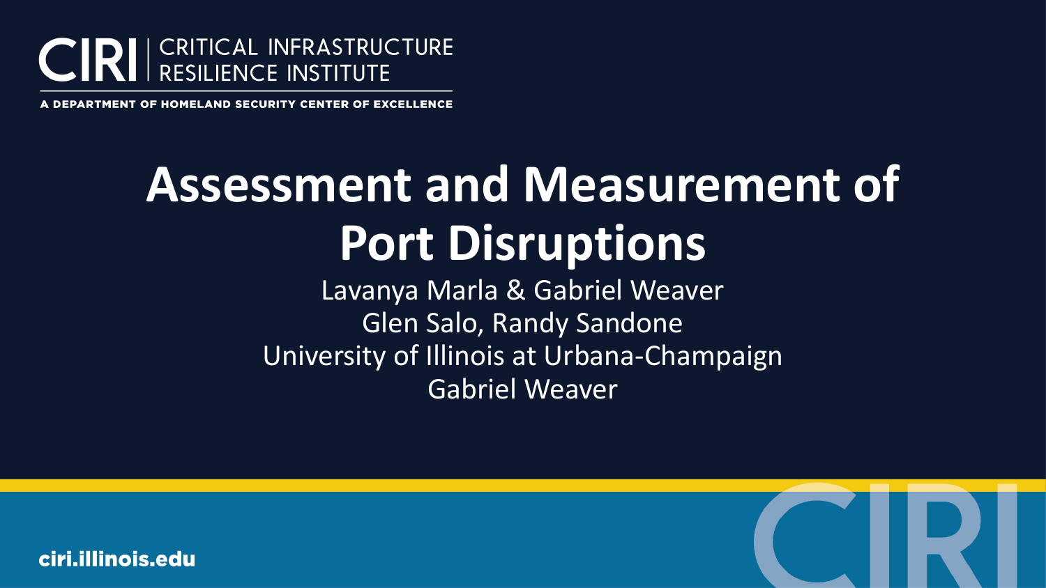CIRI | CRITICAL INFRASTRUCTURE RESILIENCE INSTITUTE

A DEPARTMENT OF HOMELAND SECURITY CENTER OF EXCELLENCE

# Assessment and Measurement of Port Disruptions

Lavanya Marla & Gabriel Weaver
Glen Salo, Randy Sandone
University of Illinois at Urbana-Champaign
Gabriel Weaver

ciri.illinois.edu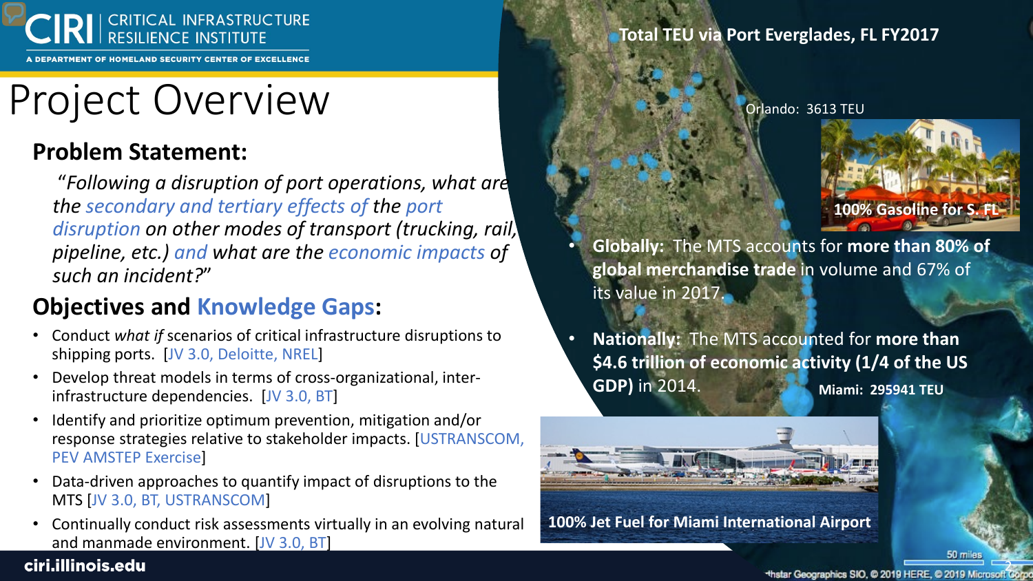# Project Overview

## Problem Statement:

*"Following a disruption of port operations, what are the secondary and tertiary effects of the port disruption on other modes of transport (trucking, rail, pipeline, etc.) and what are the economic impacts of such an incident?"*

## Objectives and Knowledge Gaps:

- Conduct *what if* scenarios of critical infrastructure disruptions to shipping ports. [JV 3.0, Deloitte, NREL]
- Develop threat models in terms of cross-organizational, inter-infrastructure dependencies. [JV 3.0, BT]
- Identify and prioritize optimum prevention, mitigation and/or response strategies relative to stakeholder impacts. [USTRANSCOM, PEV AMSTEP Exercise]
- Data-driven approaches to quantify impact of disruptions to the MTS [JV 3.0, BT, USTRANSCOM]
- Continually conduct risk assessments virtually in an evolving natural and manmade environment. [JV 3.0, BT]

**Total TEU via Port Everglades, FL FY2017**

Orlando: 3613 TEU

**100% Gasoline for S. FL**

- **Globally:** The MTS accounts for **more than 80% of global merchandise trade** in volume and 67% of its value in 2017.
- **Nationally:** The MTS accounted for **more than $4.6 trillion of economic activity (1/4 of the US GDP)** in 2014.

**Miami: 295941 TEU**

**100% Jet Fuel for Miami International Airport**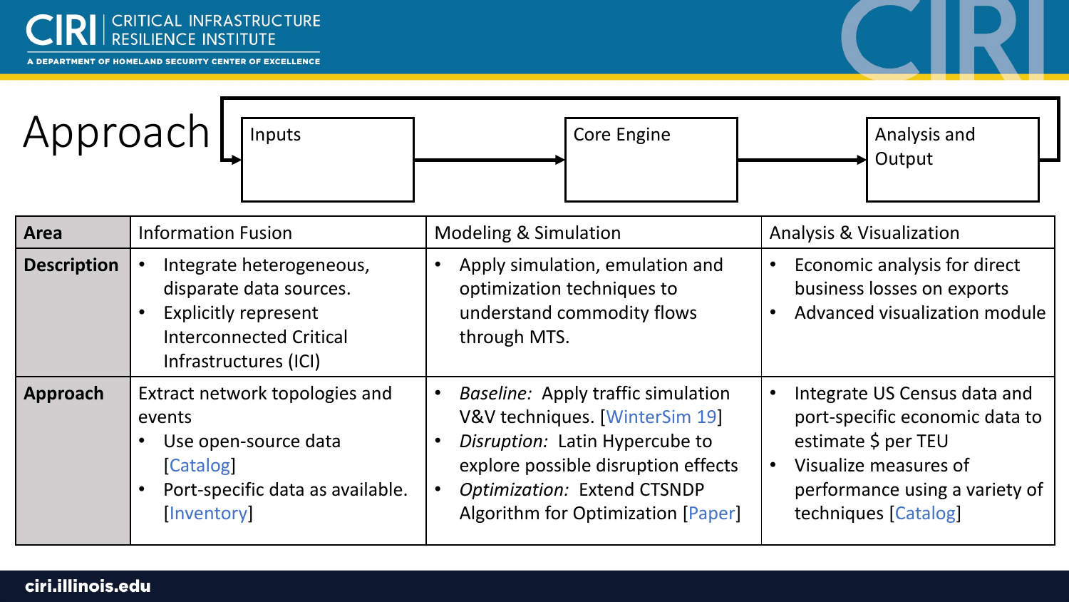# Approach

Inputs → Core Engine → Analysis and Output

| Area | Information Fusion | Modeling & Simulation | Analysis & Visualization |
|---|---|---|---|
| **Description** | • Integrate heterogeneous, disparate data sources.<br>• Explicitly represent Interconnected Critical Infrastructures (ICI) | • Apply simulation, emulation and optimization techniques to understand commodity flows through MTS. | • Economic analysis for direct business losses on exports<br>• Advanced visualization module |
| **Approach** | Extract network topologies and events<br>• Use open-source data [Catalog]<br>• Port-specific data as available. [Inventory] | • *Baseline:* Apply traffic simulation V&V techniques. [WinterSim 19]<br>• *Disruption:* Latin Hypercube to explore possible disruption effects<br>• *Optimization:* Extend CTSNDP Algorithm for Optimization [Paper] | • Integrate US Census data and port-specific economic data to estimate $ per TEU<br>• Visualize measures of performance using a variety of techniques [Catalog] |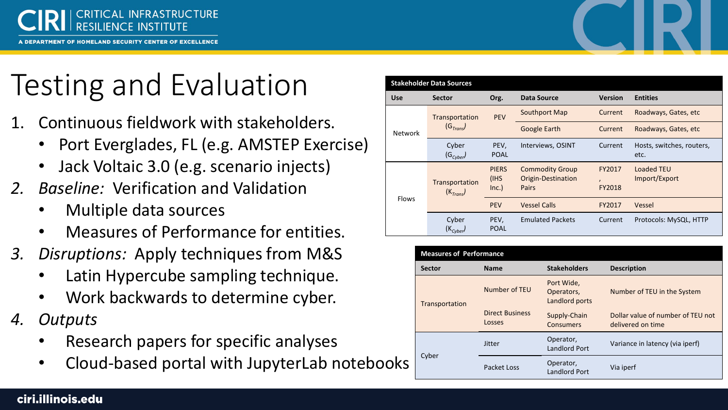# Testing and Evaluation

1. Continuous fieldwork with stakeholders.
   - Port Everglades, FL (e.g. AMSTEP Exercise)
   - Jack Voltaic 3.0 (e.g. scenario injects)
2. *Baseline:* Verification and Validation
   - Multiple data sources
   - Measures of Performance for entities.
3. *Disruptions:* Apply techniques from M&S
   - Latin Hypercube sampling technique.
   - Work backwards to determine cyber.
4. *Outputs*
   - Research papers for specific analyses
   - Cloud-based portal with JupyterLab notebooks

**Stakeholder Data Sources**

| Use | Sector | Org. | Data Source | Version | Entities |
|---|---|---|---|---|---|
| Network | Transportation ($G_{Trans}$) | PEV | Southport Map | Current | Roadways, Gates, etc |
| | | | Google Earth | Current | Roadways, Gates, etc |
| | Cyber ($G_{Cyber}$) | PEV, POAL | Interviews, OSINT | Current | Hosts, switches, routers, etc. |
| Flows | Transportation ($K_{Trans}$) | PIERS (IHS Inc.) | Commodity Group Origin-Destination Pairs | FY2017, FY2018 | Loaded TEU Import/Export |
| | | PEV | Vessel Calls | FY2017 | Vessel |
| | Cyber ($K_{Cyber}$) | PEV, POAL | Emulated Packets | Current | Protocols: MySQL, HTTP |

**Measures of Performance**

| Sector | Name | Stakeholders | Description |
|---|---|---|---|
| Transportation | Number of TEU | Port Wide, Operators, Landlord ports | Number of TEU in the System |
| | Direct Business Losses | Supply-Chain Consumers | Dollar value of number of TEU not delivered on time |
| Cyber | Jitter | Operator, Landlord Port | Variance in latency (via iperf) |
| | Packet Loss | Operator, Landlord Port | Via iperf |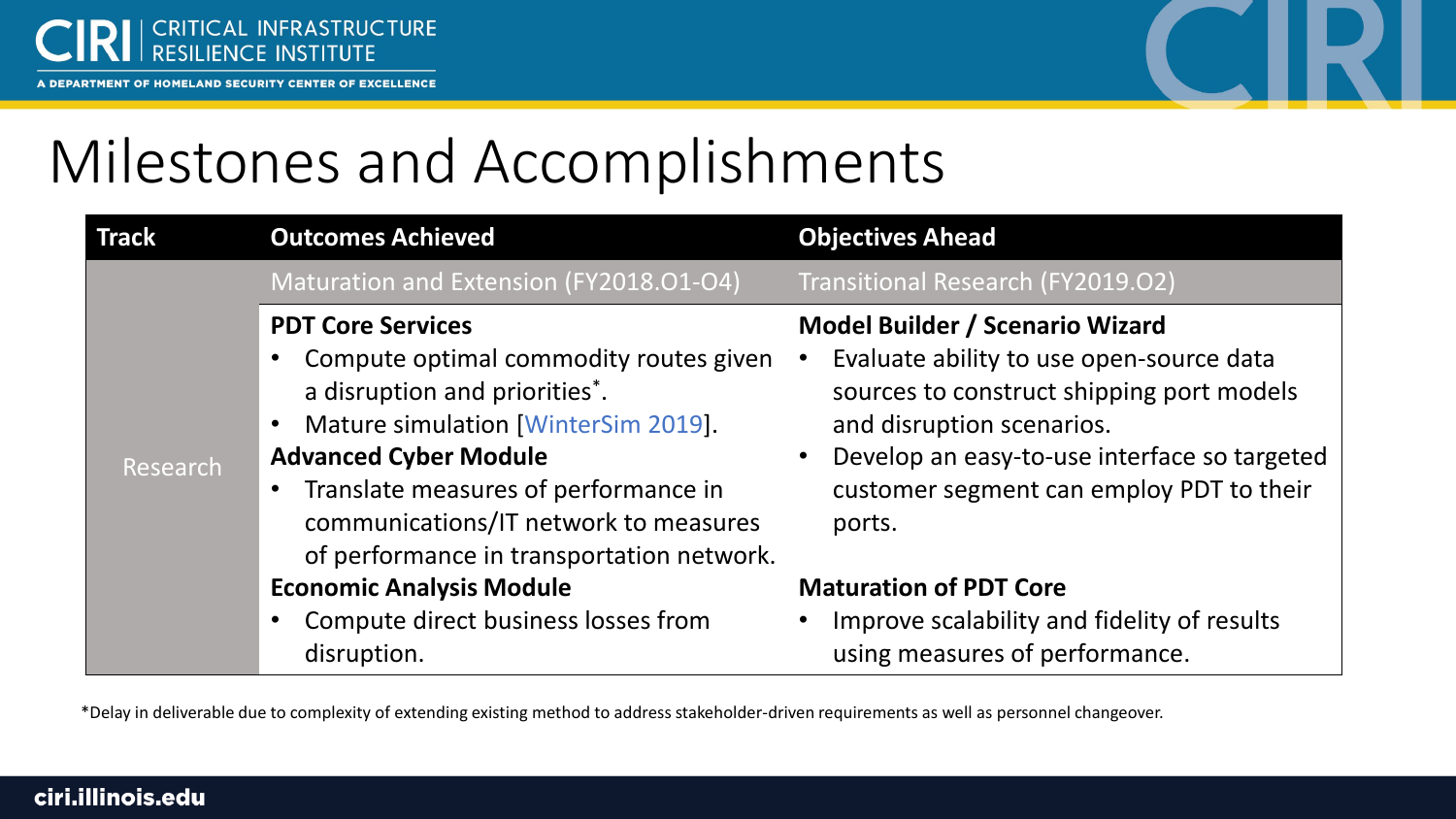# Milestones and Accomplishments

| Track | Outcomes Achieved | Objectives Ahead |
| --- | --- | --- |
| | Maturation and Extension (FY2018.O1-O4) | Transitional Research (FY2019.O2) |
| Research | **PDT Core Services**<br>• Compute optimal commodity routes given a disruption and priorities*.<br>• Mature simulation [WinterSim 2019].<br>**Advanced Cyber Module**<br>• Translate measures of performance in communications/IT network to measures of performance in transportation network.<br>**Economic Analysis Module**<br>• Compute direct business losses from disruption. | **Model Builder / Scenario Wizard**<br>• Evaluate ability to use open-source data sources to construct shipping port models and disruption scenarios.<br>• Develop an easy-to-use interface so targeted customer segment can employ PDT to their ports.<br>**Maturation of PDT Core**<br>• Improve scalability and fidelity of results using measures of performance. |

*Delay in deliverable due to complexity of extending existing method to address stakeholder-driven requirements as well as personnel changeover.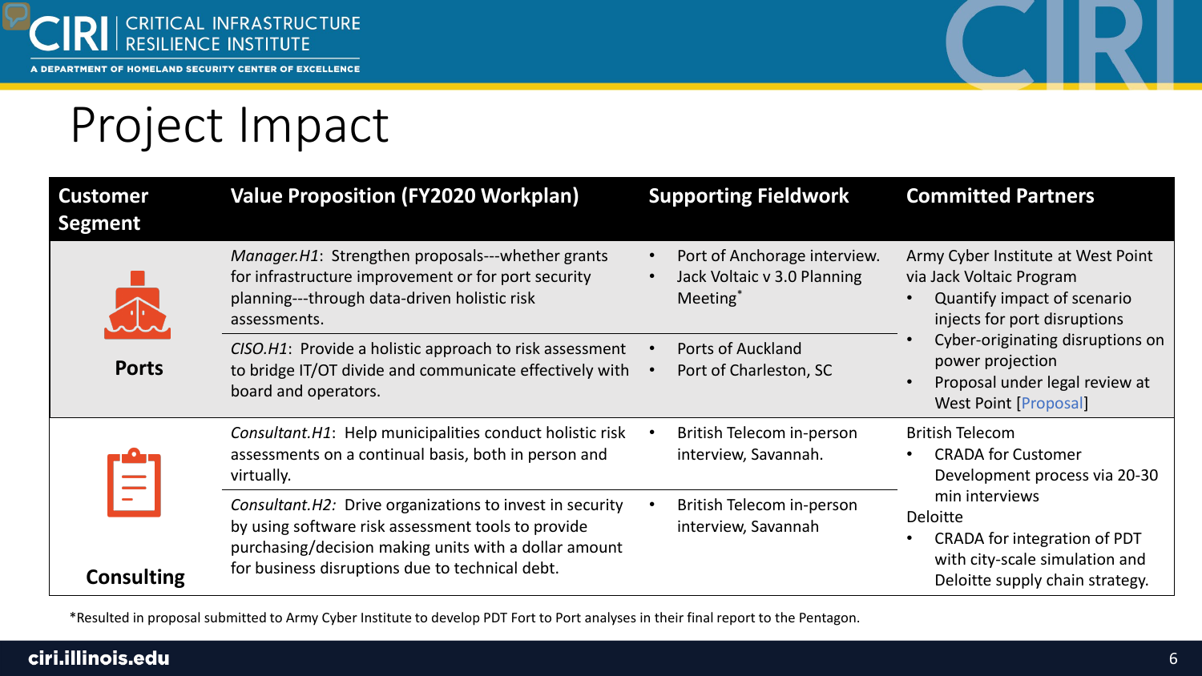# Project Impact

| Customer Segment | Value Proposition (FY2020 Workplan) | Supporting Fieldwork | Committed Partners |
|---|---|---|---|
| Ports | *Manager.H1*: Strengthen proposals---whether grants for infrastructure improvement or for port security planning---through data-driven holistic risk assessments. | • Port of Anchorage interview.<br>• Jack Voltaic v 3.0 Planning Meeting* | Army Cyber Institute at West Point via Jack Voltaic Program<br>• Quantify impact of scenario injects for port disruptions<br>• Cyber-originating disruptions on power projection<br>• Proposal under legal review at West Point [Proposal] |
| | *CISO.H1*: Provide a holistic approach to risk assessment to bridge IT/OT divide and communicate effectively with board and operators. | • Ports of Auckland<br>• Port of Charleston, SC | |
| Consulting | *Consultant.H1*: Help municipalities conduct holistic risk assessments on a continual basis, both in person and virtually. | • British Telecom in-person interview, Savannah. | British Telecom<br>• CRADA for Customer Development process via 20-30 min interviews<br>Deloitte<br>• CRADA for integration of PDT with city-scale simulation and Deloitte supply chain strategy. |
| | *Consultant.H2:* Drive organizations to invest in security by using software risk assessment tools to provide purchasing/decision making units with a dollar amount for business disruptions due to technical debt. | • British Telecom in-person interview, Savannah | |

*Resulted in proposal submitted to Army Cyber Institute to develop PDT Fort to Port analyses in their final report to the Pentagon.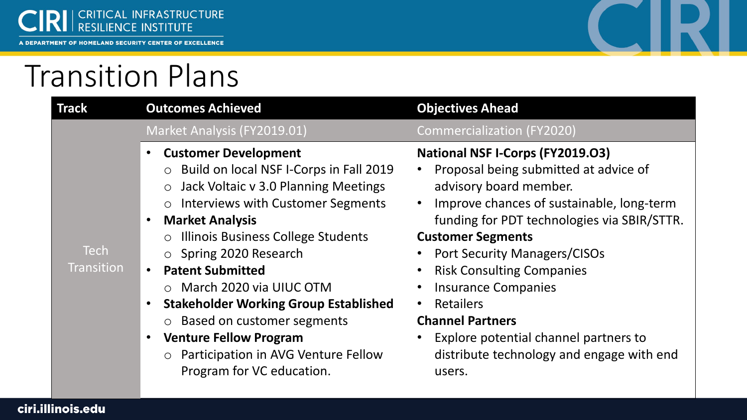# Transition Plans

| Track | Outcomes Achieved | Objectives Ahead |
|---|---|---|
| Tech Transition | Market Analysis (FY2019.01) | Commercialization (FY2020) |
| | • **Customer Development**<br>○ Build on local NSF I-Corps in Fall 2019<br>○ Jack Voltaic v 3.0 Planning Meetings<br>○ Interviews with Customer Segments<br>• **Market Analysis**<br>○ Illinois Business College Students<br>○ Spring 2020 Research<br>• **Patent Submitted**<br>○ March 2020 via UIUC OTM<br>• **Stakeholder Working Group Established**<br>○ Based on customer segments<br>• **Venture Fellow Program**<br>○ Participation in AVG Venture Fellow Program for VC education. | **National NSF I-Corps (FY2019.O3)**<br>• Proposal being submitted at advice of advisory board member.<br>• Improve chances of sustainable, long-term funding for PDT technologies via SBIR/STTR.<br>**Customer Segments**<br>• Port Security Managers/CISOs<br>• Risk Consulting Companies<br>• Insurance Companies<br>• Retailers<br>**Channel Partners**<br>• Explore potential channel partners to distribute technology and engage with end users. |